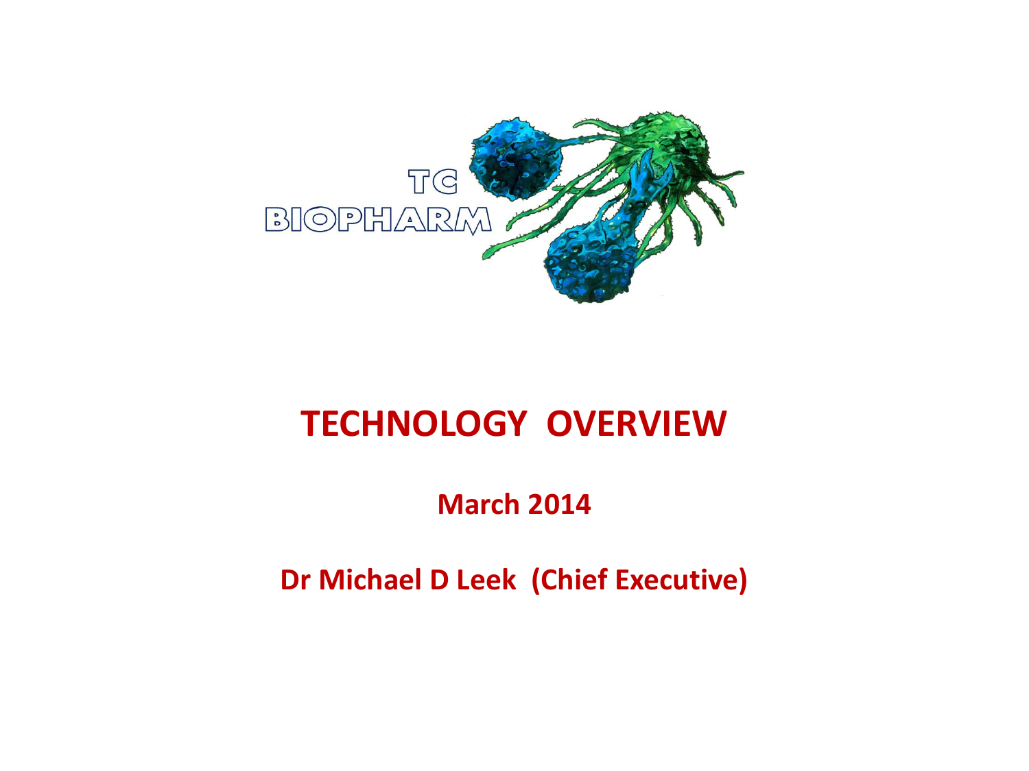TC BIOPHARM

# TECHNOLOGY OVERVIEW

**March 2014**

**Dr Michael D Leek (Chief Executive)**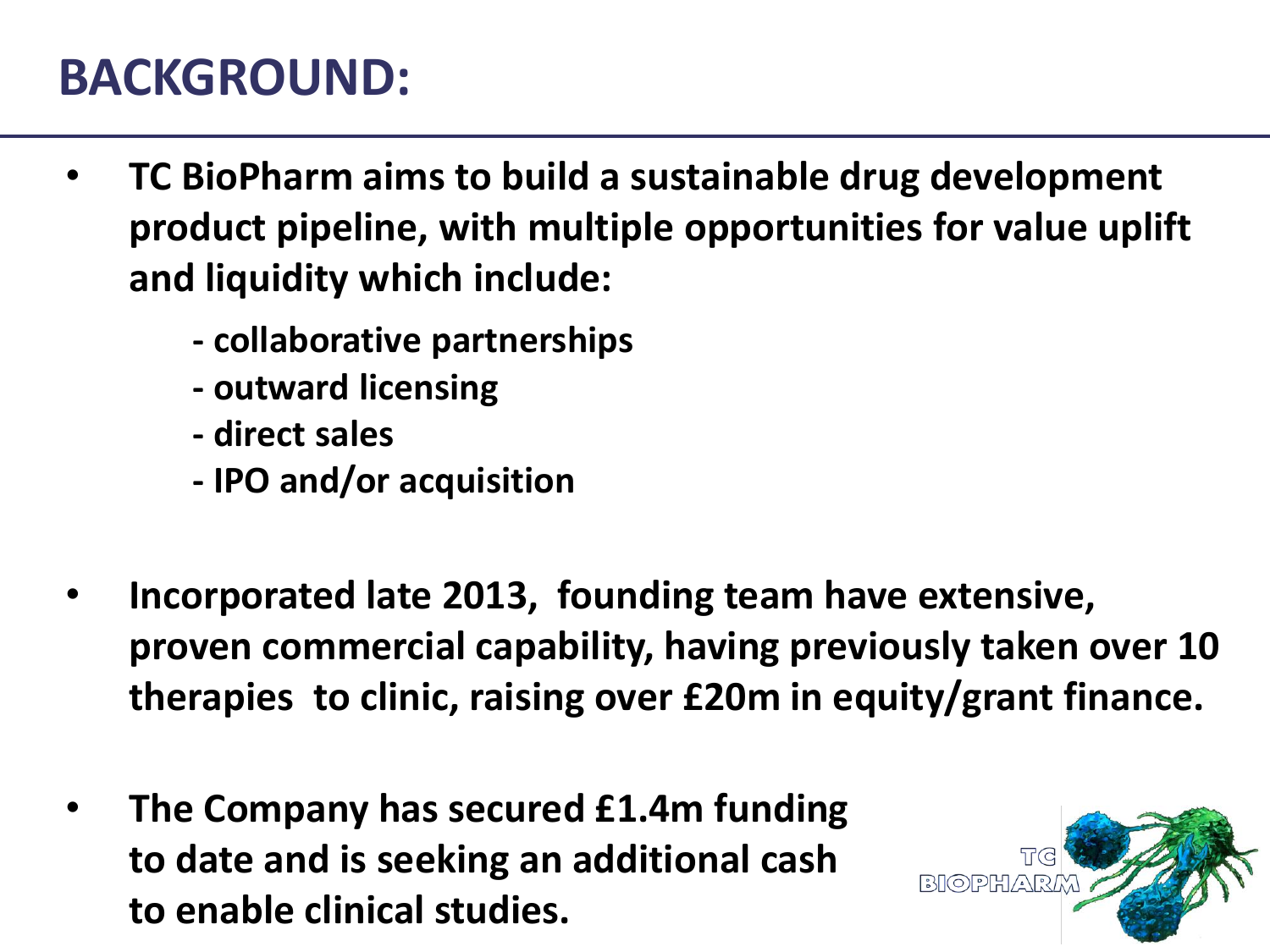# BACKGROUND:

- **TC BioPharm aims to build a sustainable drug development product pipeline, with multiple opportunities for value uplift and liquidity which include:**
  - **- collaborative partnerships**
  - **- outward licensing**
  - **- direct sales**
  - **- IPO and/or acquisition**

- **Incorporated late 2013, founding team have extensive, proven commercial capability, having previously taken over 10 therapies to clinic, raising over £20m in equity/grant finance.**

- **The Company has secured £1.4m funding to date and is seeking an additional cash to enable clinical studies.**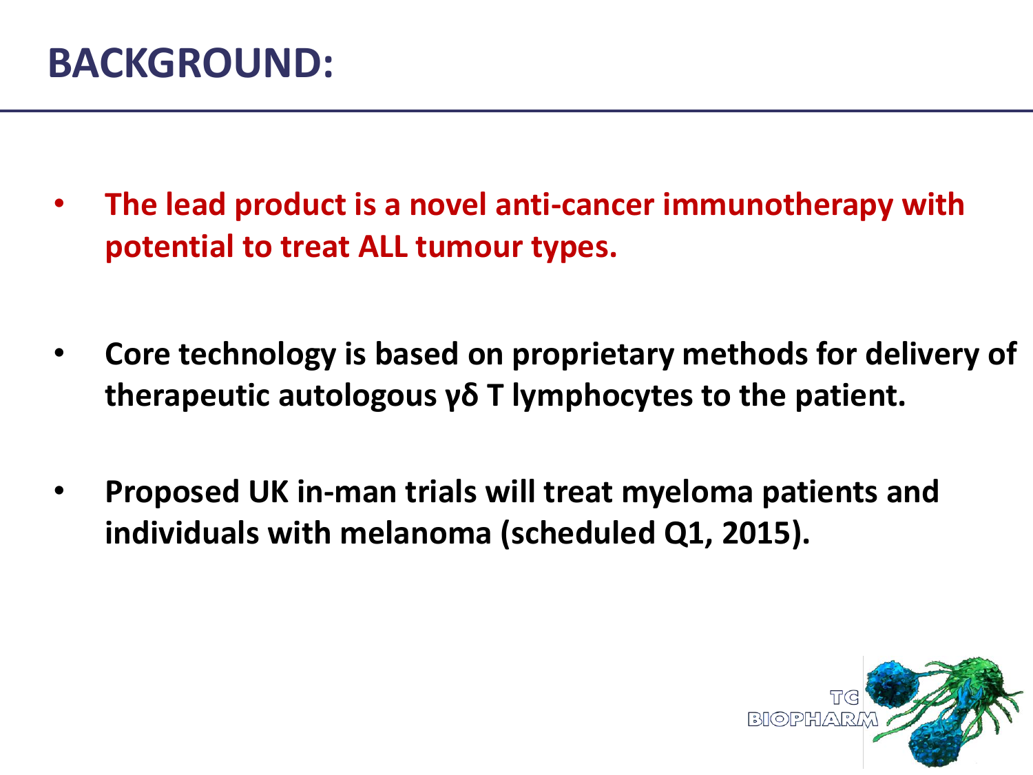# BACKGROUND:

- **The lead product is a novel anti-cancer immunotherapy with potential to treat ALL tumour types.**

- **Core technology is based on proprietary methods for delivery of therapeutic autologous γδ T lymphocytes to the patient.**

- **Proposed UK in-man trials will treat myeloma patients and individuals with melanoma (scheduled Q1, 2015).**

TC BIOPHARM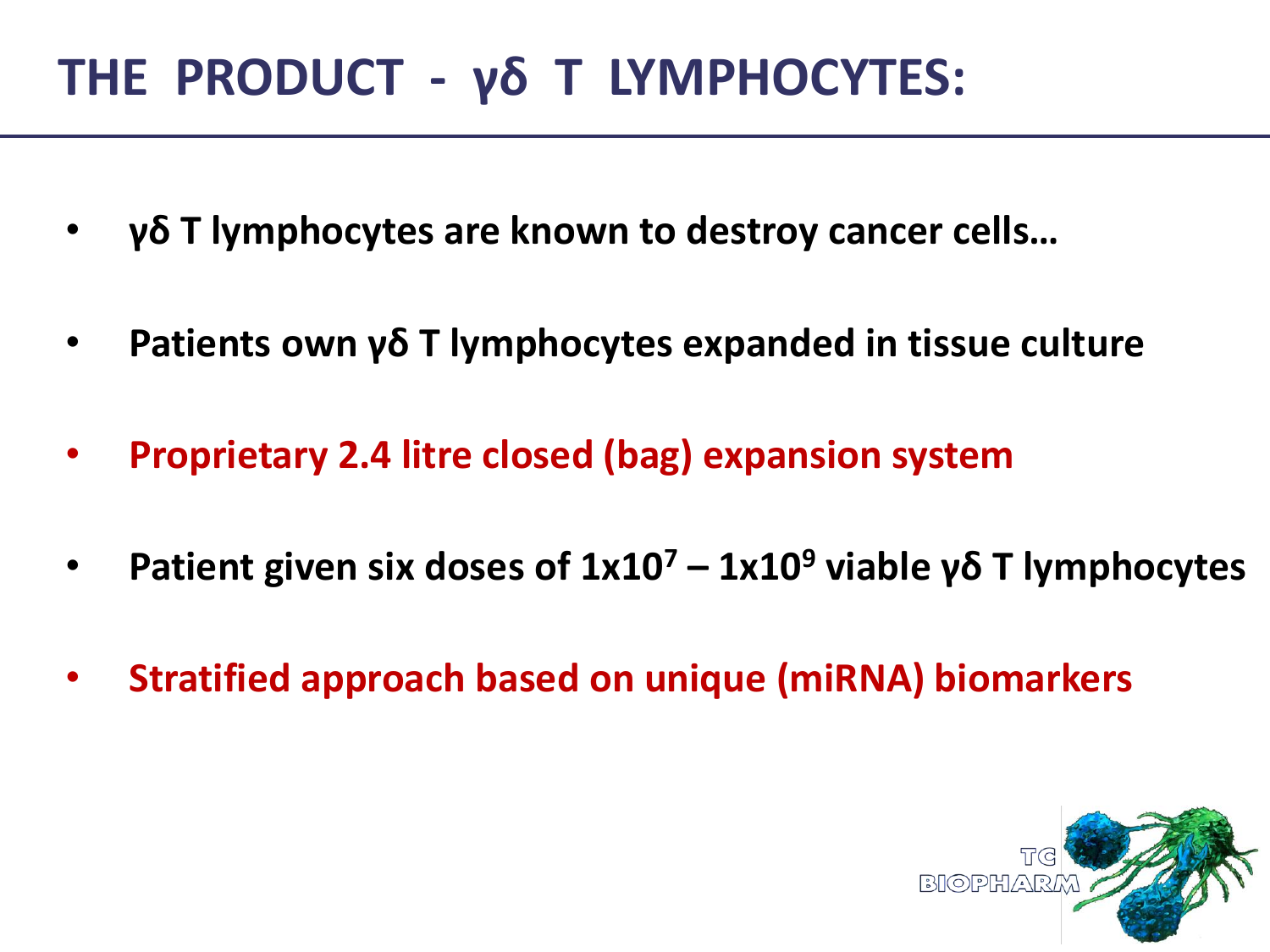# THE PRODUCT - γδ T LYMPHOCYTES:

- **γδ T lymphocytes are known to destroy cancer cells…**
- **Patients own γδ T lymphocytes expanded in tissue culture**
- **Proprietary 2.4 litre closed (bag) expansion system**
- **Patient given six doses of $1 \times 10^7$ – $1 \times 10^9$ viable γδ T lymphocytes**
- **Stratified approach based on unique (miRNA) biomarkers**

TC BIOPHARM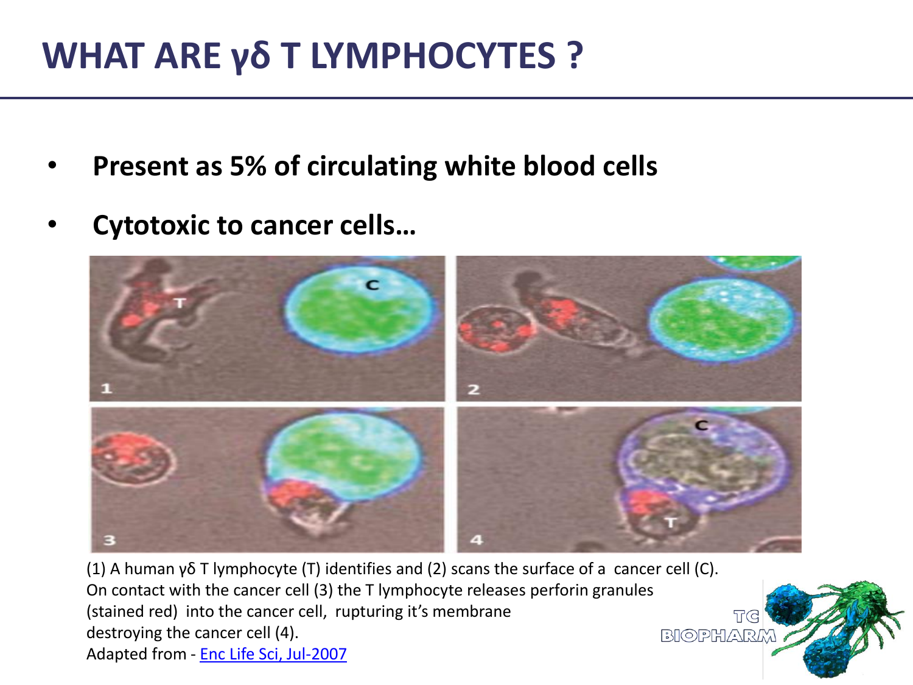# WHAT ARE γδ T LYMPHOCYTES ?

- **Present as 5% of circulating white blood cells**
- **Cytotoxic to cancer cells…**

(1) A human γδ T lymphocyte (T) identifies and (2) scans the surface of a cancer cell (C). On contact with the cancer cell (3) the T lymphocyte releases perforin granules (stained red) into the cancer cell, rupturing it's membrane destroying the cancer cell (4).
Adapted from - Enc Life Sci, Jul-2007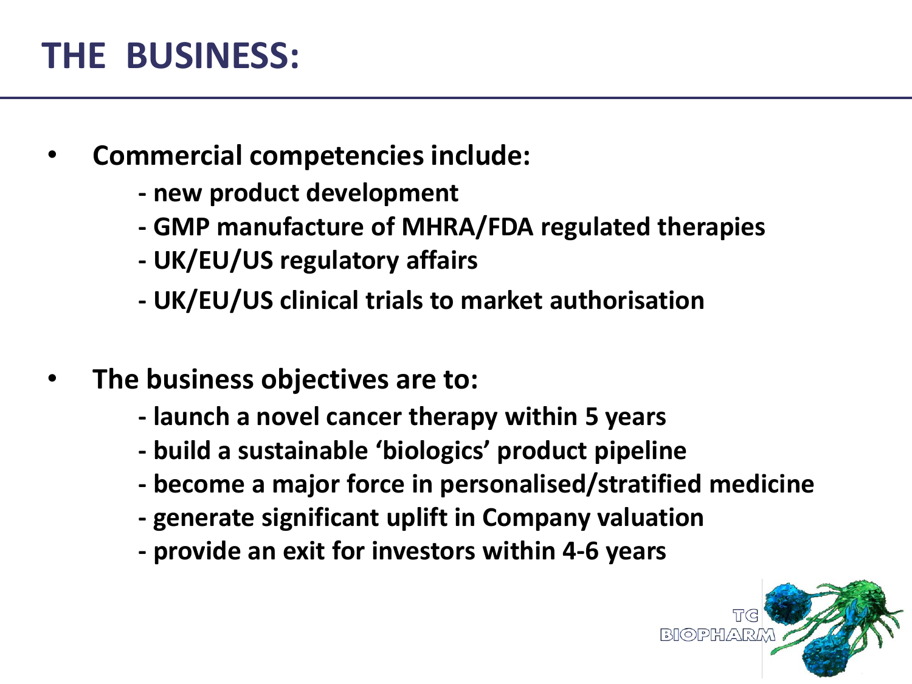# THE BUSINESS:

- **Commercial competencies include:**
  - **new product development**
  - **GMP manufacture of MHRA/FDA regulated therapies**
  - **UK/EU/US regulatory affairs**
  - **UK/EU/US clinical trials to market authorisation**

- **The business objectives are to:**
  - **launch a novel cancer therapy within 5 years**
  - **build a sustainable 'biologics' product pipeline**
  - **become a major force in personalised/stratified medicine**
  - **generate significant uplift in Company valuation**
  - **provide an exit for investors within 4-6 years**

TC BIOPHARM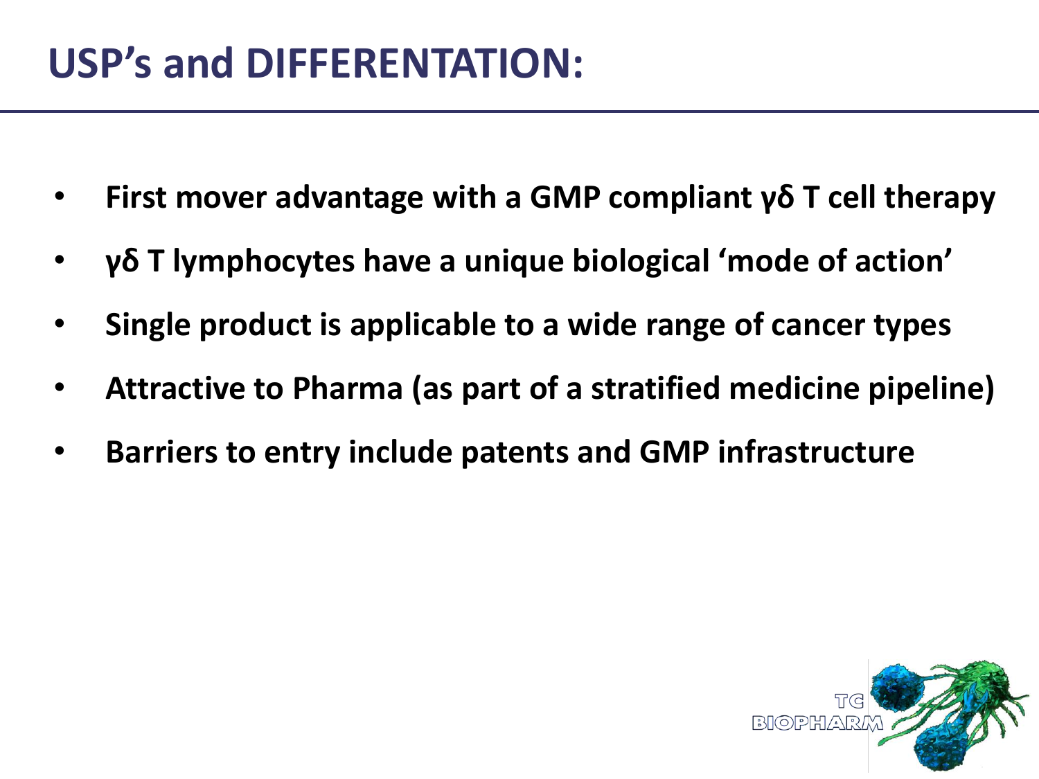# USP's and DIFFERENTATION:

- **First mover advantage with a GMP compliant γδ T cell therapy**
- **γδ T lymphocytes have a unique biological 'mode of action'**
- **Single product is applicable to a wide range of cancer types**
- **Attractive to Pharma (as part of a stratified medicine pipeline)**
- **Barriers to entry include patents and GMP infrastructure**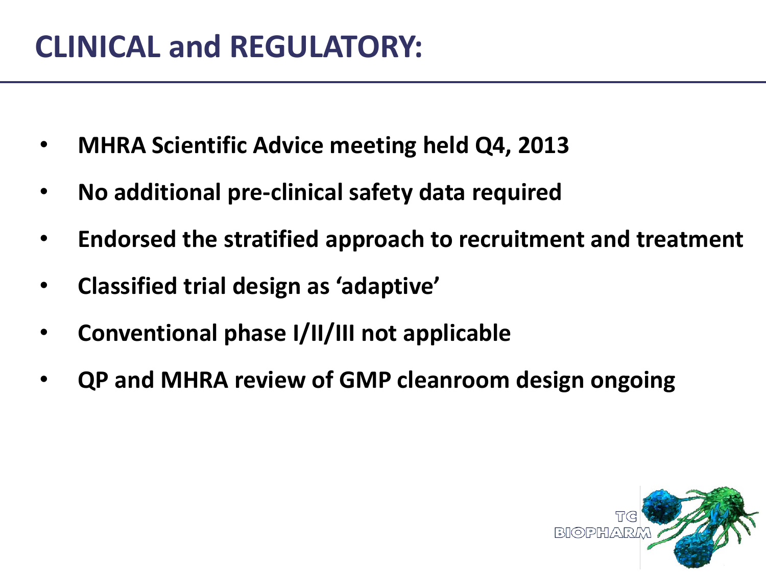# CLINICAL and REGULATORY:

- **MHRA Scientific Advice meeting held Q4, 2013**
- **No additional pre-clinical safety data required**
- **Endorsed the stratified approach to recruitment and treatment**
- **Classified trial design as 'adaptive'**
- **Conventional phase I/II/III not applicable**
- **QP and MHRA review of GMP cleanroom design ongoing**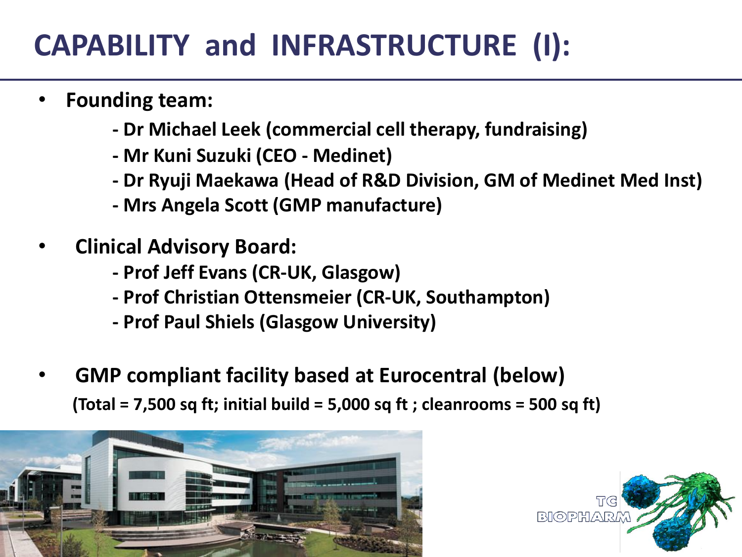# CAPABILITY and INFRASTRUCTURE (I):

- **Founding team:**
  - **- Dr Michael Leek (commercial cell therapy, fundraising)**
  - **- Mr Kuni Suzuki (CEO - Medinet)**
  - **- Dr Ryuji Maekawa (Head of R&D Division, GM of Medinet Med Inst)**
  - **- Mrs Angela Scott (GMP manufacture)**

- **Clinical Advisory Board:**
  - **- Prof Jeff Evans (CR-UK, Glasgow)**
  - **- Prof Christian Ottensmeier (CR-UK, Southampton)**
  - **- Prof Paul Shiels (Glasgow University)**

- **GMP compliant facility based at Eurocentral (below)**

  **(Total = 7,500 sq ft; initial build = 5,000 sq ft ; cleanrooms = 500 sq ft)**

TC BIOPHARM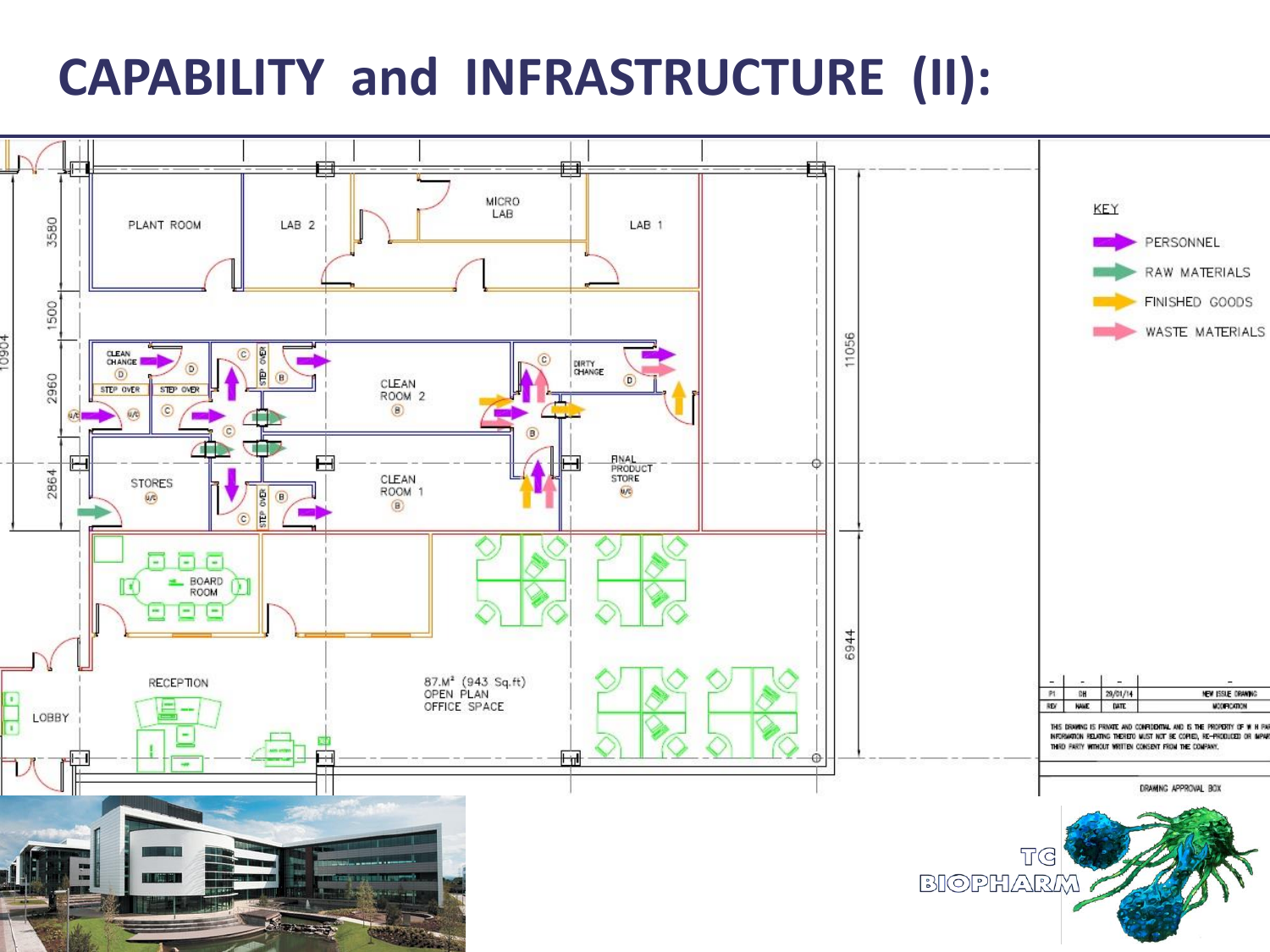# CAPABILITY and INFRASTRUCTURE (II):

PLANT ROOM

LAB 2

MICRO LAB

LAB 1

CLEAN CHANGE

STEP OVER

STEP OVER

CLEAN ROOM 2

DIRTY CHANGE

STORES

CLEAN ROOM 1

FINAL PRODUCT STORE

BOARD ROOM

RECEPTION

LOBBY

87.M² (943 Sq.ft) OPEN PLAN OFFICE SPACE

3580

1500

2960

2864

10904

11056

6944

KEY

- PERSONNEL
- RAW MATERIALS
- FINISHED GOODS
- WASTE MATERIALS

| P1 | DH | 29/01/14 | NEW ISSUE DRAWING |
|---|---|---|---|
| REV | NAME | DATE | MODIFICATION |

THIS DRAWING IS PRIVATE AND CONFIDENTIAL AND IS THE PROPERTY OF W H PA... INFORMATION RELATING THERETO MUST NOT BE COPIED, RE-PRODUCED OR IMPAR... THIRD PARTY WITHOUT WRITTEN CONSENT FROM THE COMPANY.

DRAWING APPROVAL BOX

TC BIOPHARM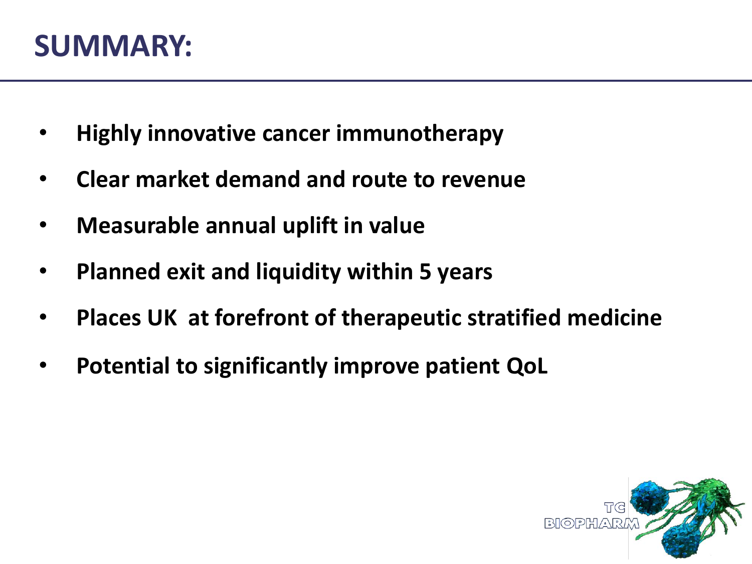# SUMMARY:

- **Highly innovative cancer immunotherapy**
- **Clear market demand and route to revenue**
- **Measurable annual uplift in value**
- **Planned exit and liquidity within 5 years**
- **Places UK at forefront of therapeutic stratified medicine**
- **Potential to significantly improve patient QoL**

TC BIOPHARM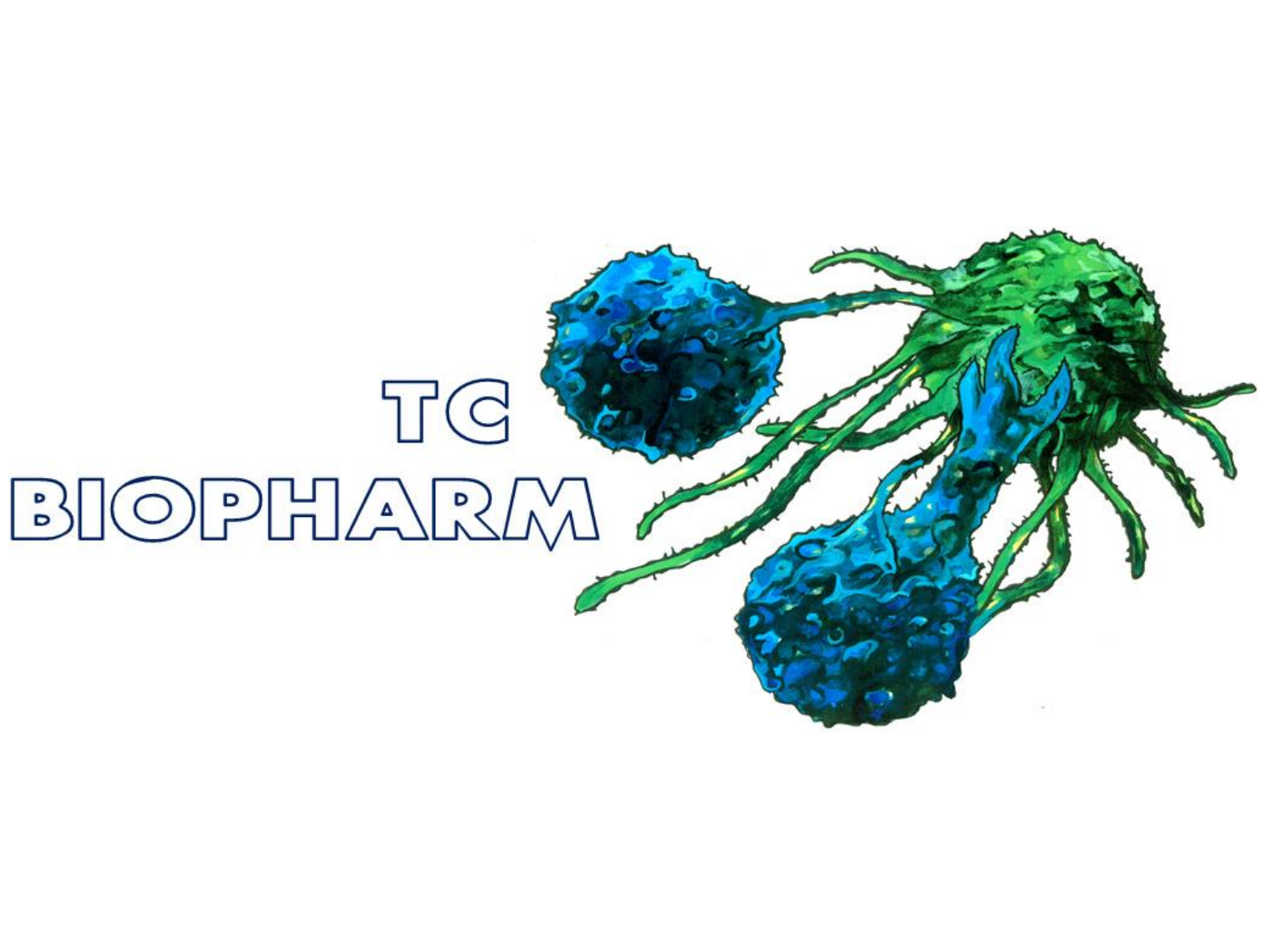TC BIOPHARM